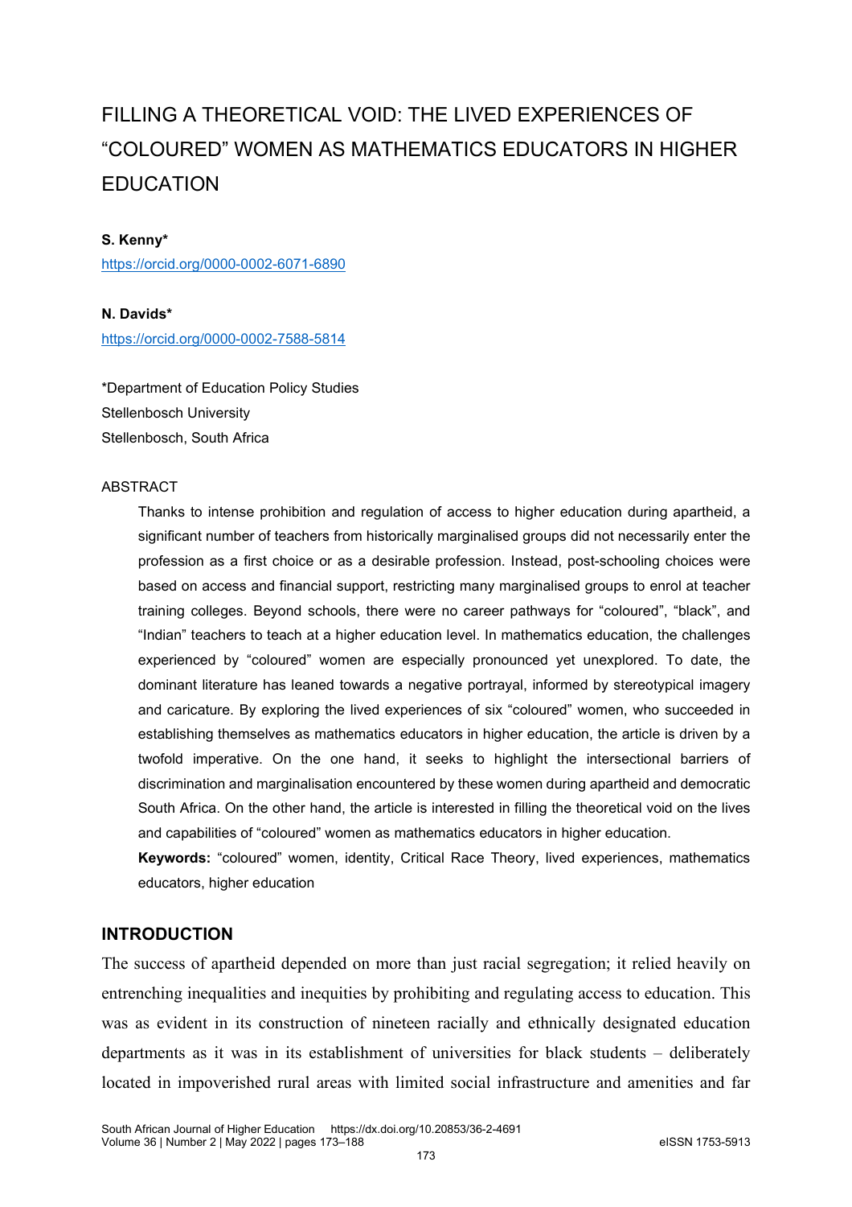# FILLING A THEORETICAL VOID: THE LIVED EXPERIENCES OF "COLOURED" WOMEN AS MATHEMATICS EDUCATORS IN HIGHER EDUCATION

**S. Kenny***

https://orcid.org/0000-0002-6071-6890

**N. Davids***

https://orcid.org/0000-0002-7588-5814

*Department of Education Policy Studies
Stellenbosch University
Stellenbosch, South Africa

ABSTRACT

Thanks to intense prohibition and regulation of access to higher education during apartheid, a significant number of teachers from historically marginalised groups did not necessarily enter the profession as a first choice or as a desirable profession. Instead, post-schooling choices were based on access and financial support, restricting many marginalised groups to enrol at teacher training colleges. Beyond schools, there were no career pathways for "coloured", "black", and "Indian" teachers to teach at a higher education level. In mathematics education, the challenges experienced by "coloured" women are especially pronounced yet unexplored. To date, the dominant literature has leaned towards a negative portrayal, informed by stereotypical imagery and caricature. By exploring the lived experiences of six "coloured" women, who succeeded in establishing themselves as mathematics educators in higher education, the article is driven by a twofold imperative. On the one hand, it seeks to highlight the intersectional barriers of discrimination and marginalisation encountered by these women during apartheid and democratic South Africa. On the other hand, the article is interested in filling the theoretical void on the lives and capabilities of "coloured" women as mathematics educators in higher education.

**Keywords:** "coloured" women, identity, Critical Race Theory, lived experiences, mathematics educators, higher education

## INTRODUCTION

The success of apartheid depended on more than just racial segregation; it relied heavily on entrenching inequalities and inequities by prohibiting and regulating access to education. This was as evident in its construction of nineteen racially and ethnically designated education departments as it was in its establishment of universities for black students – deliberately located in impoverished rural areas with limited social infrastructure and amenities and far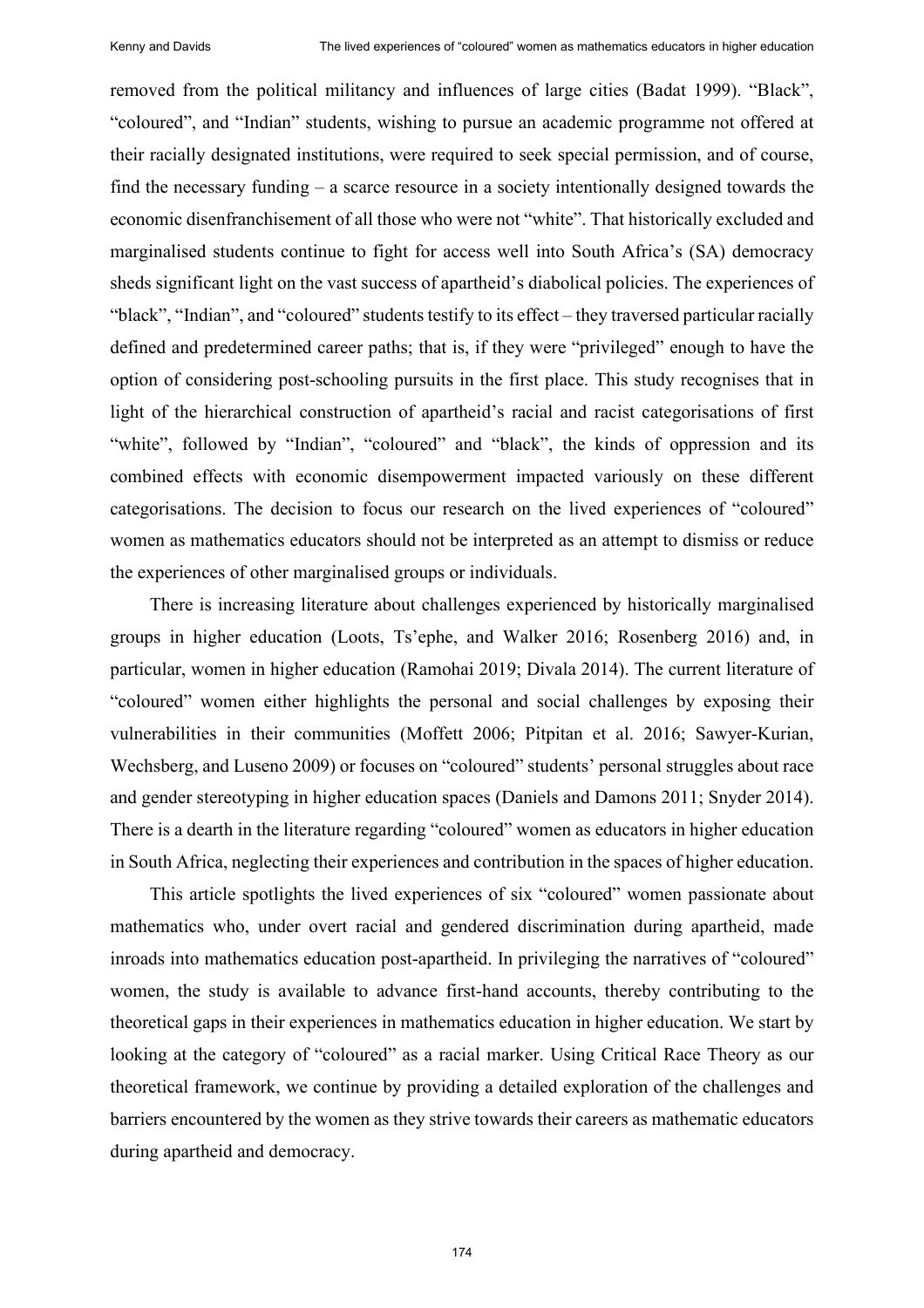removed from the political militancy and influences of large cities (Badat 1999). "Black", "coloured", and "Indian" students, wishing to pursue an academic programme not offered at their racially designated institutions, were required to seek special permission, and of course, find the necessary funding – a scarce resource in a society intentionally designed towards the economic disenfranchisement of all those who were not "white". That historically excluded and marginalised students continue to fight for access well into South Africa's (SA) democracy sheds significant light on the vast success of apartheid's diabolical policies. The experiences of "black", "Indian", and "coloured" students testify to its effect – they traversed particular racially defined and predetermined career paths; that is, if they were "privileged" enough to have the option of considering post-schooling pursuits in the first place. This study recognises that in light of the hierarchical construction of apartheid's racial and racist categorisations of first "white", followed by "Indian", "coloured" and "black", the kinds of oppression and its combined effects with economic disempowerment impacted variously on these different categorisations. The decision to focus our research on the lived experiences of "coloured" women as mathematics educators should not be interpreted as an attempt to dismiss or reduce the experiences of other marginalised groups or individuals.

There is increasing literature about challenges experienced by historically marginalised groups in higher education (Loots, Ts'ephe, and Walker 2016; Rosenberg 2016) and, in particular, women in higher education (Ramohai 2019; Divala 2014). The current literature of "coloured" women either highlights the personal and social challenges by exposing their vulnerabilities in their communities (Moffett 2006; Pitpitan et al. 2016; Sawyer-Kurian, Wechsberg, and Luseno 2009) or focuses on "coloured" students' personal struggles about race and gender stereotyping in higher education spaces (Daniels and Damons 2011; Snyder 2014). There is a dearth in the literature regarding "coloured" women as educators in higher education in South Africa, neglecting their experiences and contribution in the spaces of higher education.

This article spotlights the lived experiences of six "coloured" women passionate about mathematics who, under overt racial and gendered discrimination during apartheid, made inroads into mathematics education post-apartheid. In privileging the narratives of "coloured" women, the study is available to advance first-hand accounts, thereby contributing to the theoretical gaps in their experiences in mathematics education in higher education. We start by looking at the category of "coloured" as a racial marker. Using Critical Race Theory as our theoretical framework, we continue by providing a detailed exploration of the challenges and barriers encountered by the women as they strive towards their careers as mathematic educators during apartheid and democracy.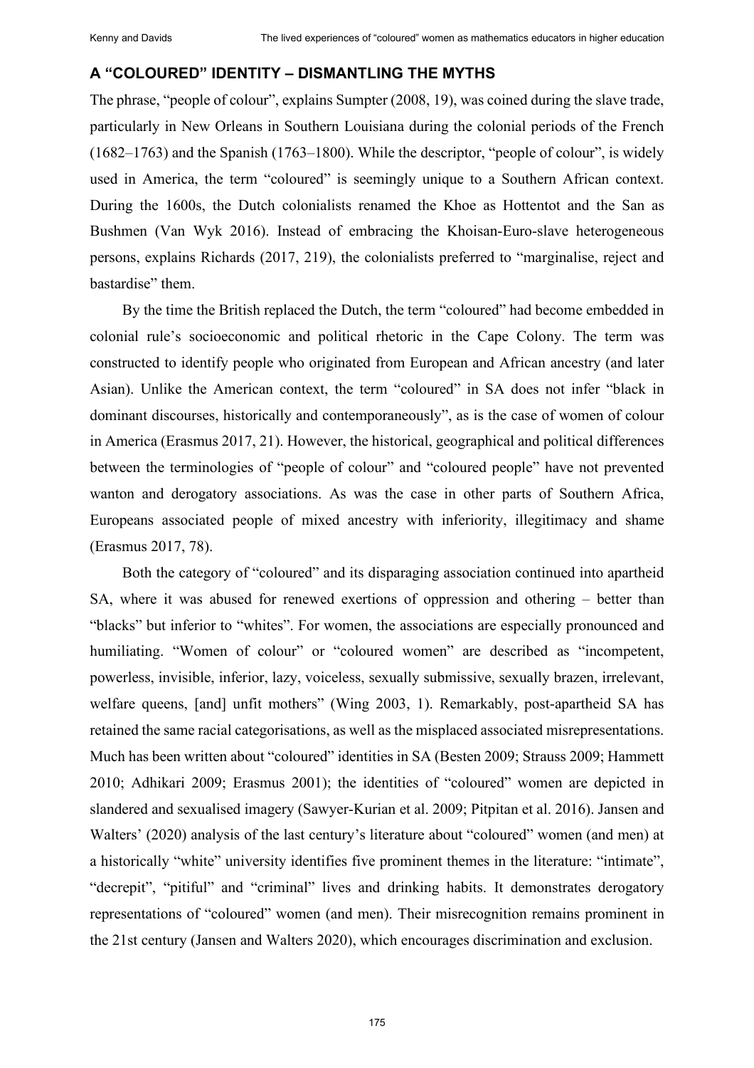## A "COLOURED" IDENTITY – DISMANTLING THE MYTHS

The phrase, "people of colour", explains Sumpter (2008, 19), was coined during the slave trade, particularly in New Orleans in Southern Louisiana during the colonial periods of the French (1682–1763) and the Spanish (1763–1800). While the descriptor, "people of colour", is widely used in America, the term "coloured" is seemingly unique to a Southern African context. During the 1600s, the Dutch colonialists renamed the Khoe as Hottentot and the San as Bushmen (Van Wyk 2016). Instead of embracing the Khoisan-Euro-slave heterogeneous persons, explains Richards (2017, 219), the colonialists preferred to "marginalise, reject and bastardise" them.

By the time the British replaced the Dutch, the term "coloured" had become embedded in colonial rule's socioeconomic and political rhetoric in the Cape Colony. The term was constructed to identify people who originated from European and African ancestry (and later Asian). Unlike the American context, the term "coloured" in SA does not infer "black in dominant discourses, historically and contemporaneously", as is the case of women of colour in America (Erasmus 2017, 21). However, the historical, geographical and political differences between the terminologies of "people of colour" and "coloured people" have not prevented wanton and derogatory associations. As was the case in other parts of Southern Africa, Europeans associated people of mixed ancestry with inferiority, illegitimacy and shame (Erasmus 2017, 78).

Both the category of "coloured" and its disparaging association continued into apartheid SA, where it was abused for renewed exertions of oppression and othering – better than "blacks" but inferior to "whites". For women, the associations are especially pronounced and humiliating. "Women of colour" or "coloured women" are described as "incompetent, powerless, invisible, inferior, lazy, voiceless, sexually submissive, sexually brazen, irrelevant, welfare queens, [and] unfit mothers" (Wing 2003, 1). Remarkably, post-apartheid SA has retained the same racial categorisations, as well as the misplaced associated misrepresentations. Much has been written about "coloured" identities in SA (Besten 2009; Strauss 2009; Hammett 2010; Adhikari 2009; Erasmus 2001); the identities of "coloured" women are depicted in slandered and sexualised imagery (Sawyer-Kurian et al. 2009; Pitpitan et al. 2016). Jansen and Walters' (2020) analysis of the last century's literature about "coloured" women (and men) at a historically "white" university identifies five prominent themes in the literature: "intimate", "decrepit", "pitiful" and "criminal" lives and drinking habits. It demonstrates derogatory representations of "coloured" women (and men). Their misrecognition remains prominent in the 21st century (Jansen and Walters 2020), which encourages discrimination and exclusion.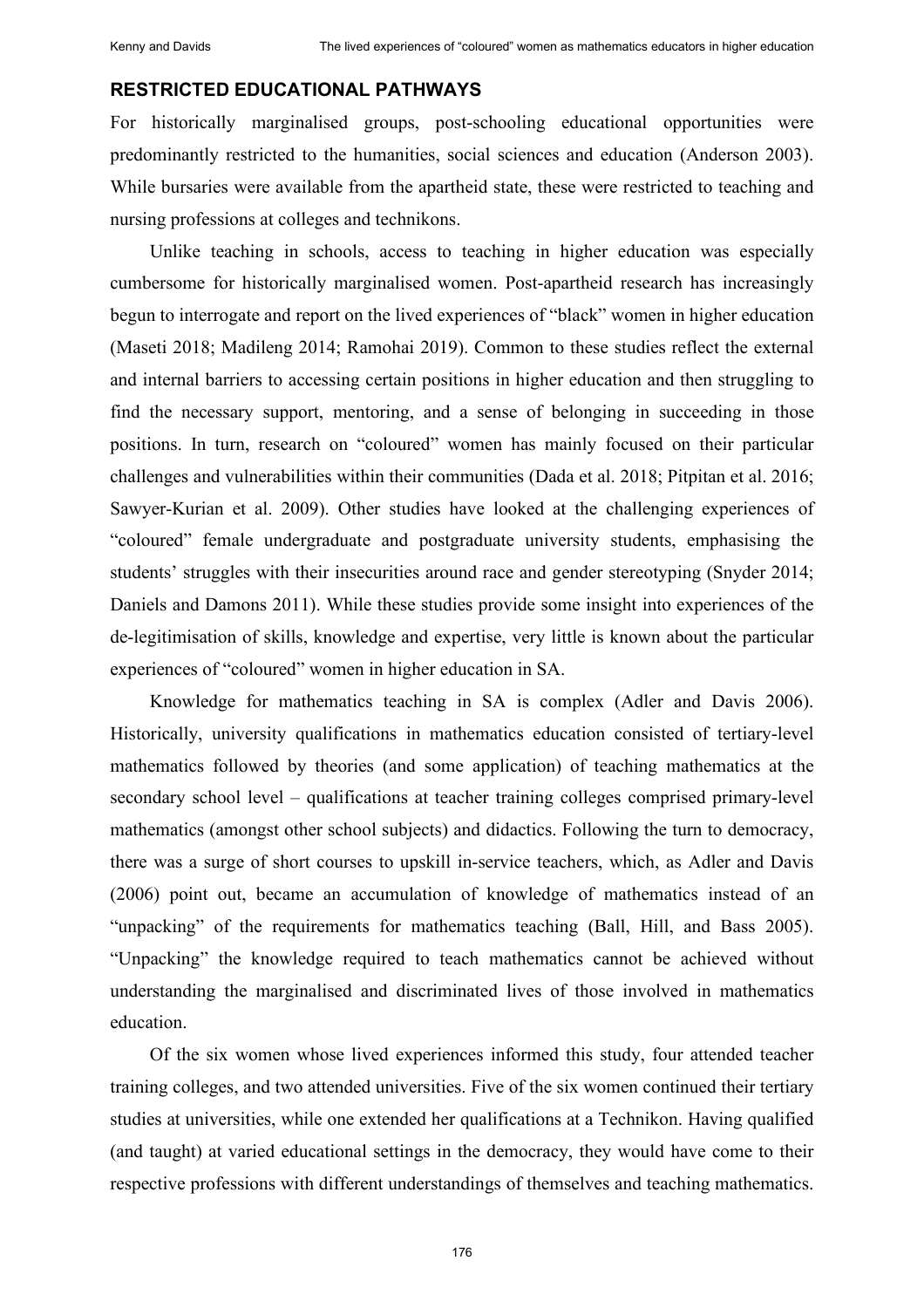## RESTRICTED EDUCATIONAL PATHWAYS

For historically marginalised groups, post-schooling educational opportunities were predominantly restricted to the humanities, social sciences and education (Anderson 2003). While bursaries were available from the apartheid state, these were restricted to teaching and nursing professions at colleges and technikons.

Unlike teaching in schools, access to teaching in higher education was especially cumbersome for historically marginalised women. Post-apartheid research has increasingly begun to interrogate and report on the lived experiences of "black" women in higher education (Maseti 2018; Madileng 2014; Ramohai 2019). Common to these studies reflect the external and internal barriers to accessing certain positions in higher education and then struggling to find the necessary support, mentoring, and a sense of belonging in succeeding in those positions. In turn, research on "coloured" women has mainly focused on their particular challenges and vulnerabilities within their communities (Dada et al. 2018; Pitpitan et al. 2016; Sawyer-Kurian et al. 2009). Other studies have looked at the challenging experiences of "coloured" female undergraduate and postgraduate university students, emphasising the students' struggles with their insecurities around race and gender stereotyping (Snyder 2014; Daniels and Damons 2011). While these studies provide some insight into experiences of the de-legitimisation of skills, knowledge and expertise, very little is known about the particular experiences of "coloured" women in higher education in SA.

Knowledge for mathematics teaching in SA is complex (Adler and Davis 2006). Historically, university qualifications in mathematics education consisted of tertiary-level mathematics followed by theories (and some application) of teaching mathematics at the secondary school level – qualifications at teacher training colleges comprised primary-level mathematics (amongst other school subjects) and didactics. Following the turn to democracy, there was a surge of short courses to upskill in-service teachers, which, as Adler and Davis (2006) point out, became an accumulation of knowledge of mathematics instead of an "unpacking" of the requirements for mathematics teaching (Ball, Hill, and Bass 2005). "Unpacking" the knowledge required to teach mathematics cannot be achieved without understanding the marginalised and discriminated lives of those involved in mathematics education.

Of the six women whose lived experiences informed this study, four attended teacher training colleges, and two attended universities. Five of the six women continued their tertiary studies at universities, while one extended her qualifications at a Technikon. Having qualified (and taught) at varied educational settings in the democracy, they would have come to their respective professions with different understandings of themselves and teaching mathematics.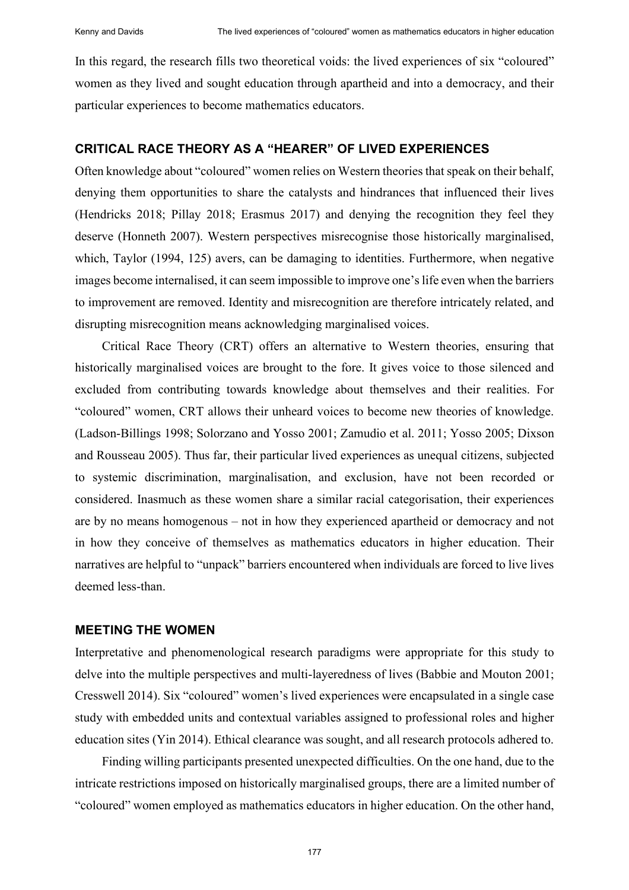In this regard, the research fills two theoretical voids: the lived experiences of six "coloured" women as they lived and sought education through apartheid and into a democracy, and their particular experiences to become mathematics educators.

## CRITICAL RACE THEORY AS A "HEARER" OF LIVED EXPERIENCES

Often knowledge about "coloured" women relies on Western theories that speak on their behalf, denying them opportunities to share the catalysts and hindrances that influenced their lives (Hendricks 2018; Pillay 2018; Erasmus 2017) and denying the recognition they feel they deserve (Honneth 2007). Western perspectives misrecognise those historically marginalised, which, Taylor (1994, 125) avers, can be damaging to identities. Furthermore, when negative images become internalised, it can seem impossible to improve one's life even when the barriers to improvement are removed. Identity and misrecognition are therefore intricately related, and disrupting misrecognition means acknowledging marginalised voices.

Critical Race Theory (CRT) offers an alternative to Western theories, ensuring that historically marginalised voices are brought to the fore. It gives voice to those silenced and excluded from contributing towards knowledge about themselves and their realities. For "coloured" women, CRT allows their unheard voices to become new theories of knowledge. (Ladson-Billings 1998; Solorzano and Yosso 2001; Zamudio et al. 2011; Yosso 2005; Dixson and Rousseau 2005). Thus far, their particular lived experiences as unequal citizens, subjected to systemic discrimination, marginalisation, and exclusion, have not been recorded or considered. Inasmuch as these women share a similar racial categorisation, their experiences are by no means homogenous – not in how they experienced apartheid or democracy and not in how they conceive of themselves as mathematics educators in higher education. Their narratives are helpful to "unpack" barriers encountered when individuals are forced to live lives deemed less-than.

## MEETING THE WOMEN

Interpretative and phenomenological research paradigms were appropriate for this study to delve into the multiple perspectives and multi-layeredness of lives (Babbie and Mouton 2001; Cresswell 2014). Six "coloured" women's lived experiences were encapsulated in a single case study with embedded units and contextual variables assigned to professional roles and higher education sites (Yin 2014). Ethical clearance was sought, and all research protocols adhered to.

Finding willing participants presented unexpected difficulties. On the one hand, due to the intricate restrictions imposed on historically marginalised groups, there are a limited number of "coloured" women employed as mathematics educators in higher education. On the other hand,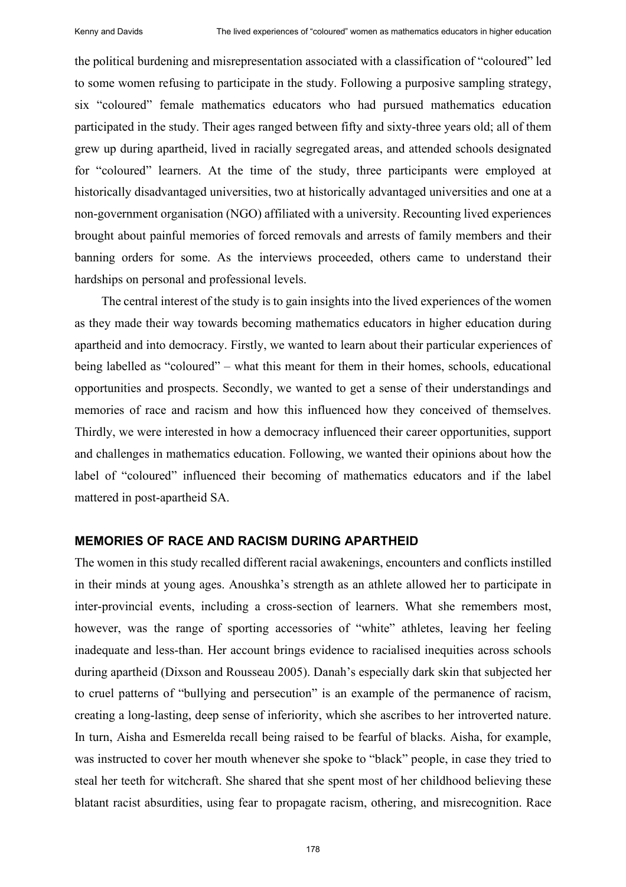the political burdening and misrepresentation associated with a classification of "coloured" led to some women refusing to participate in the study. Following a purposive sampling strategy, six "coloured" female mathematics educators who had pursued mathematics education participated in the study. Their ages ranged between fifty and sixty-three years old; all of them grew up during apartheid, lived in racially segregated areas, and attended schools designated for "coloured" learners. At the time of the study, three participants were employed at historically disadvantaged universities, two at historically advantaged universities and one at a non-government organisation (NGO) affiliated with a university. Recounting lived experiences brought about painful memories of forced removals and arrests of family members and their banning orders for some. As the interviews proceeded, others came to understand their hardships on personal and professional levels.

The central interest of the study is to gain insights into the lived experiences of the women as they made their way towards becoming mathematics educators in higher education during apartheid and into democracy. Firstly, we wanted to learn about their particular experiences of being labelled as "coloured" – what this meant for them in their homes, schools, educational opportunities and prospects. Secondly, we wanted to get a sense of their understandings and memories of race and racism and how this influenced how they conceived of themselves. Thirdly, we were interested in how a democracy influenced their career opportunities, support and challenges in mathematics education. Following, we wanted their opinions about how the label of "coloured" influenced their becoming of mathematics educators and if the label mattered in post-apartheid SA.

## MEMORIES OF RACE AND RACISM DURING APARTHEID

The women in this study recalled different racial awakenings, encounters and conflicts instilled in their minds at young ages. Anoushka's strength as an athlete allowed her to participate in inter-provincial events, including a cross-section of learners. What she remembers most, however, was the range of sporting accessories of "white" athletes, leaving her feeling inadequate and less-than. Her account brings evidence to racialised inequities across schools during apartheid (Dixson and Rousseau 2005). Danah's especially dark skin that subjected her to cruel patterns of "bullying and persecution" is an example of the permanence of racism, creating a long-lasting, deep sense of inferiority, which she ascribes to her introverted nature. In turn, Aisha and Esmerelda recall being raised to be fearful of blacks. Aisha, for example, was instructed to cover her mouth whenever she spoke to "black" people, in case they tried to steal her teeth for witchcraft. She shared that she spent most of her childhood believing these blatant racist absurdities, using fear to propagate racism, othering, and misrecognition. Race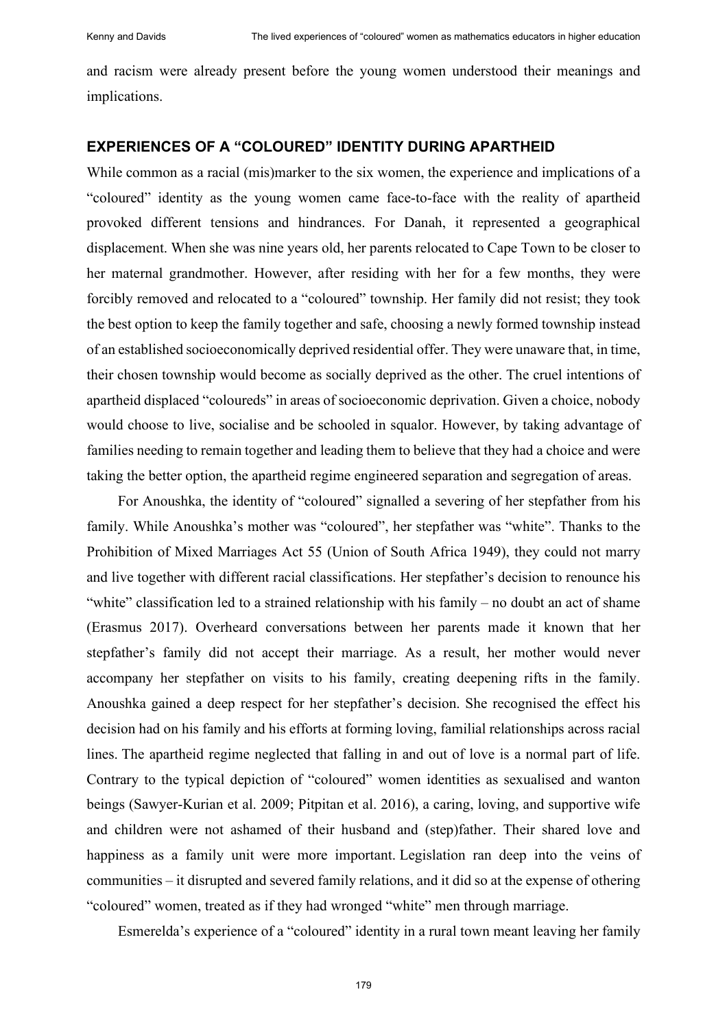and racism were already present before the young women understood their meanings and implications.

## EXPERIENCES OF A "COLOURED" IDENTITY DURING APARTHEID

While common as a racial (mis)marker to the six women, the experience and implications of a "coloured" identity as the young women came face-to-face with the reality of apartheid provoked different tensions and hindrances. For Danah, it represented a geographical displacement. When she was nine years old, her parents relocated to Cape Town to be closer to her maternal grandmother. However, after residing with her for a few months, they were forcibly removed and relocated to a "coloured" township. Her family did not resist; they took the best option to keep the family together and safe, choosing a newly formed township instead of an established socioeconomically deprived residential offer. They were unaware that, in time, their chosen township would become as socially deprived as the other. The cruel intentions of apartheid displaced "coloureds" in areas of socioeconomic deprivation. Given a choice, nobody would choose to live, socialise and be schooled in squalor. However, by taking advantage of families needing to remain together and leading them to believe that they had a choice and were taking the better option, the apartheid regime engineered separation and segregation of areas.

For Anoushka, the identity of "coloured" signalled a severing of her stepfather from his family. While Anoushka's mother was "coloured", her stepfather was "white". Thanks to the Prohibition of Mixed Marriages Act 55 (Union of South Africa 1949), they could not marry and live together with different racial classifications. Her stepfather's decision to renounce his "white" classification led to a strained relationship with his family – no doubt an act of shame (Erasmus 2017). Overheard conversations between her parents made it known that her stepfather's family did not accept their marriage. As a result, her mother would never accompany her stepfather on visits to his family, creating deepening rifts in the family. Anoushka gained a deep respect for her stepfather's decision. She recognised the effect his decision had on his family and his efforts at forming loving, familial relationships across racial lines. The apartheid regime neglected that falling in and out of love is a normal part of life. Contrary to the typical depiction of "coloured" women identities as sexualised and wanton beings (Sawyer-Kurian et al. 2009; Pitpitan et al. 2016), a caring, loving, and supportive wife and children were not ashamed of their husband and (step)father. Their shared love and happiness as a family unit were more important. Legislation ran deep into the veins of communities – it disrupted and severed family relations, and it did so at the expense of othering "coloured" women, treated as if they had wronged "white" men through marriage.

Esmerelda's experience of a "coloured" identity in a rural town meant leaving her family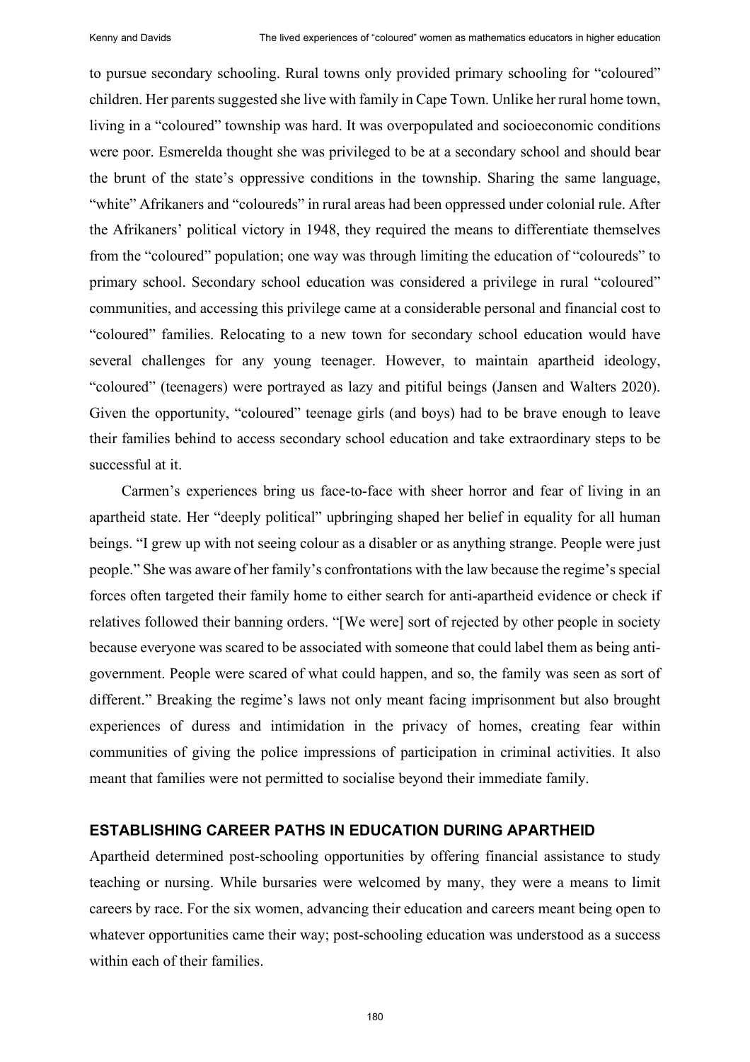to pursue secondary schooling. Rural towns only provided primary schooling for "coloured" children. Her parents suggested she live with family in Cape Town. Unlike her rural home town, living in a "coloured" township was hard. It was overpopulated and socioeconomic conditions were poor. Esmerelda thought she was privileged to be at a secondary school and should bear the brunt of the state's oppressive conditions in the township. Sharing the same language, "white" Afrikaners and "coloureds" in rural areas had been oppressed under colonial rule. After the Afrikaners' political victory in 1948, they required the means to differentiate themselves from the "coloured" population; one way was through limiting the education of "coloureds" to primary school. Secondary school education was considered a privilege in rural "coloured" communities, and accessing this privilege came at a considerable personal and financial cost to "coloured" families. Relocating to a new town for secondary school education would have several challenges for any young teenager. However, to maintain apartheid ideology, "coloured" (teenagers) were portrayed as lazy and pitiful beings (Jansen and Walters 2020). Given the opportunity, "coloured" teenage girls (and boys) had to be brave enough to leave their families behind to access secondary school education and take extraordinary steps to be successful at it.

Carmen's experiences bring us face-to-face with sheer horror and fear of living in an apartheid state. Her "deeply political" upbringing shaped her belief in equality for all human beings. "I grew up with not seeing colour as a disabler or as anything strange. People were just people." She was aware of her family's confrontations with the law because the regime's special forces often targeted their family home to either search for anti-apartheid evidence or check if relatives followed their banning orders. "[We were] sort of rejected by other people in society because everyone was scared to be associated with someone that could label them as being anti-government. People were scared of what could happen, and so, the family was seen as sort of different." Breaking the regime's laws not only meant facing imprisonment but also brought experiences of duress and intimidation in the privacy of homes, creating fear within communities of giving the police impressions of participation in criminal activities. It also meant that families were not permitted to socialise beyond their immediate family.

## ESTABLISHING CAREER PATHS IN EDUCATION DURING APARTHEID

Apartheid determined post-schooling opportunities by offering financial assistance to study teaching or nursing. While bursaries were welcomed by many, they were a means to limit careers by race. For the six women, advancing their education and careers meant being open to whatever opportunities came their way; post-schooling education was understood as a success within each of their families.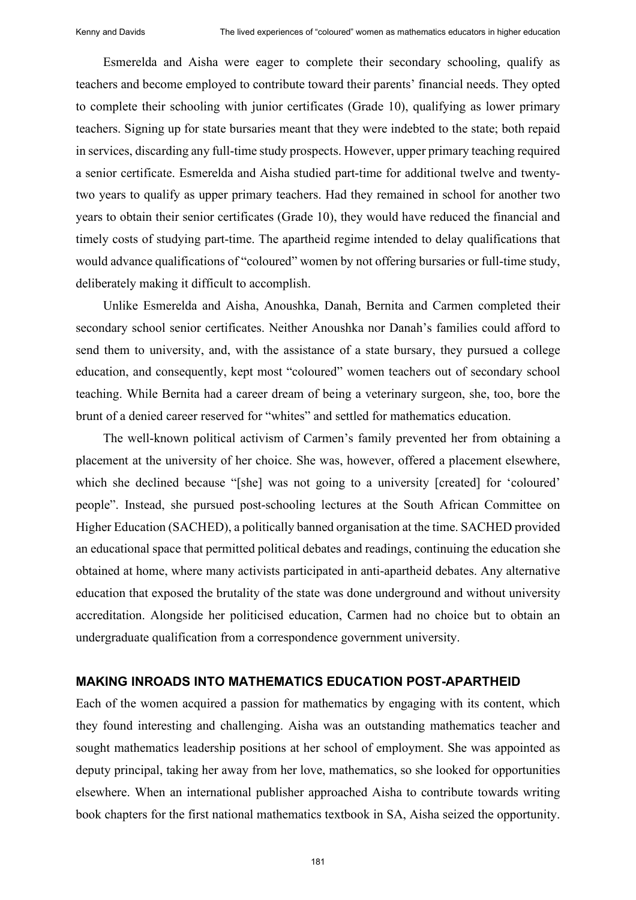Esmerelda and Aisha were eager to complete their secondary schooling, qualify as teachers and become employed to contribute toward their parents' financial needs. They opted to complete their schooling with junior certificates (Grade 10), qualifying as lower primary teachers. Signing up for state bursaries meant that they were indebted to the state; both repaid in services, discarding any full-time study prospects. However, upper primary teaching required a senior certificate. Esmerelda and Aisha studied part-time for additional twelve and twenty-two years to qualify as upper primary teachers. Had they remained in school for another two years to obtain their senior certificates (Grade 10), they would have reduced the financial and timely costs of studying part-time. The apartheid regime intended to delay qualifications that would advance qualifications of "coloured" women by not offering bursaries or full-time study, deliberately making it difficult to accomplish.

Unlike Esmerelda and Aisha, Anoushka, Danah, Bernita and Carmen completed their secondary school senior certificates. Neither Anoushka nor Danah's families could afford to send them to university, and, with the assistance of a state bursary, they pursued a college education, and consequently, kept most "coloured" women teachers out of secondary school teaching. While Bernita had a career dream of being a veterinary surgeon, she, too, bore the brunt of a denied career reserved for "whites" and settled for mathematics education.

The well-known political activism of Carmen's family prevented her from obtaining a placement at the university of her choice. She was, however, offered a placement elsewhere, which she declined because "[she] was not going to a university [created] for 'coloured' people". Instead, she pursued post-schooling lectures at the South African Committee on Higher Education (SACHED), a politically banned organisation at the time. SACHED provided an educational space that permitted political debates and readings, continuing the education she obtained at home, where many activists participated in anti-apartheid debates. Any alternative education that exposed the brutality of the state was done underground and without university accreditation. Alongside her politicised education, Carmen had no choice but to obtain an undergraduate qualification from a correspondence government university.

## MAKING INROADS INTO MATHEMATICS EDUCATION POST-APARTHEID

Each of the women acquired a passion for mathematics by engaging with its content, which they found interesting and challenging. Aisha was an outstanding mathematics teacher and sought mathematics leadership positions at her school of employment. She was appointed as deputy principal, taking her away from her love, mathematics, so she looked for opportunities elsewhere. When an international publisher approached Aisha to contribute towards writing book chapters for the first national mathematics textbook in SA, Aisha seized the opportunity.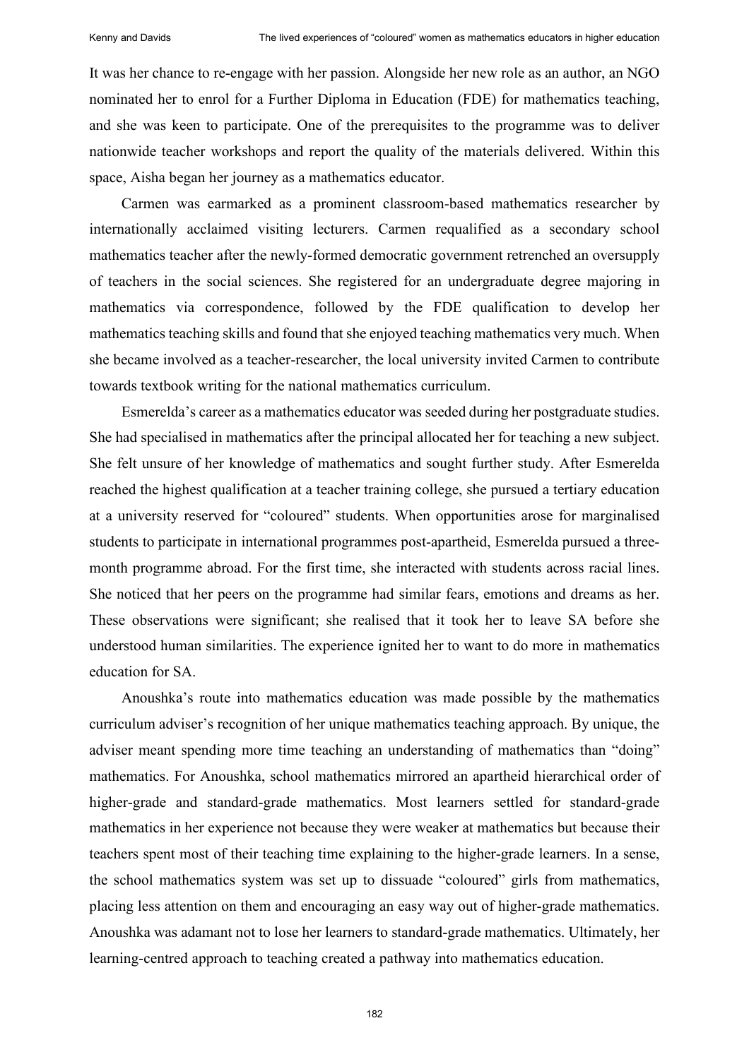It was her chance to re-engage with her passion. Alongside her new role as an author, an NGO nominated her to enrol for a Further Diploma in Education (FDE) for mathematics teaching, and she was keen to participate. One of the prerequisites to the programme was to deliver nationwide teacher workshops and report the quality of the materials delivered. Within this space, Aisha began her journey as a mathematics educator.

Carmen was earmarked as a prominent classroom-based mathematics researcher by internationally acclaimed visiting lecturers. Carmen requalified as a secondary school mathematics teacher after the newly-formed democratic government retrenched an oversupply of teachers in the social sciences. She registered for an undergraduate degree majoring in mathematics via correspondence, followed by the FDE qualification to develop her mathematics teaching skills and found that she enjoyed teaching mathematics very much. When she became involved as a teacher-researcher, the local university invited Carmen to contribute towards textbook writing for the national mathematics curriculum.

Esmerelda's career as a mathematics educator was seeded during her postgraduate studies. She had specialised in mathematics after the principal allocated her for teaching a new subject. She felt unsure of her knowledge of mathematics and sought further study. After Esmerelda reached the highest qualification at a teacher training college, she pursued a tertiary education at a university reserved for "coloured" students. When opportunities arose for marginalised students to participate in international programmes post-apartheid, Esmerelda pursued a three-month programme abroad. For the first time, she interacted with students across racial lines. She noticed that her peers on the programme had similar fears, emotions and dreams as her. These observations were significant; she realised that it took her to leave SA before she understood human similarities. The experience ignited her to want to do more in mathematics education for SA.

Anoushka's route into mathematics education was made possible by the mathematics curriculum adviser's recognition of her unique mathematics teaching approach. By unique, the adviser meant spending more time teaching an understanding of mathematics than "doing" mathematics. For Anoushka, school mathematics mirrored an apartheid hierarchical order of higher-grade and standard-grade mathematics. Most learners settled for standard-grade mathematics in her experience not because they were weaker at mathematics but because their teachers spent most of their teaching time explaining to the higher-grade learners. In a sense, the school mathematics system was set up to dissuade "coloured" girls from mathematics, placing less attention on them and encouraging an easy way out of higher-grade mathematics. Anoushka was adamant not to lose her learners to standard-grade mathematics. Ultimately, her learning-centred approach to teaching created a pathway into mathematics education.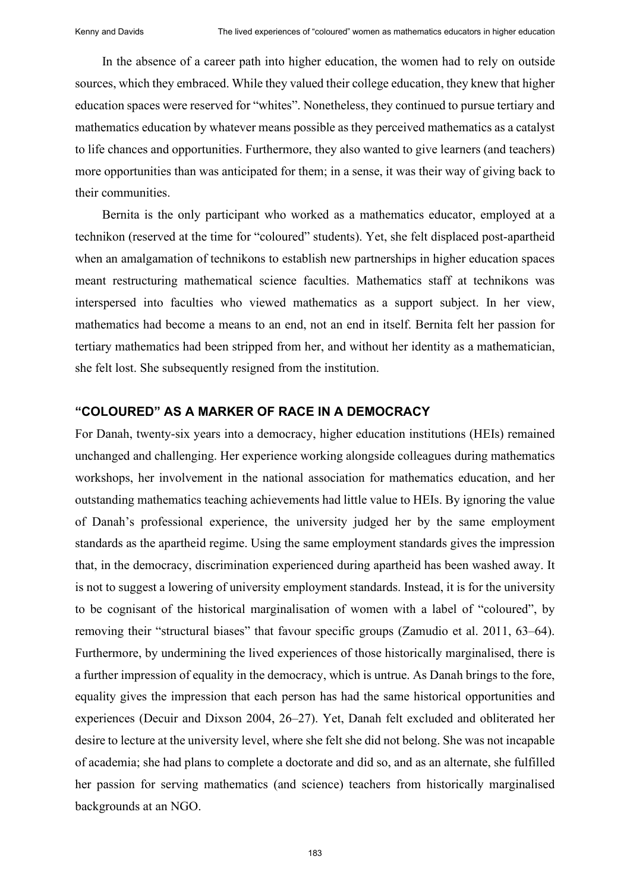In the absence of a career path into higher education, the women had to rely on outside sources, which they embraced. While they valued their college education, they knew that higher education spaces were reserved for "whites". Nonetheless, they continued to pursue tertiary and mathematics education by whatever means possible as they perceived mathematics as a catalyst to life chances and opportunities. Furthermore, they also wanted to give learners (and teachers) more opportunities than was anticipated for them; in a sense, it was their way of giving back to their communities.

Bernita is the only participant who worked as a mathematics educator, employed at a technikon (reserved at the time for "coloured" students). Yet, she felt displaced post-apartheid when an amalgamation of technikons to establish new partnerships in higher education spaces meant restructuring mathematical science faculties. Mathematics staff at technikons was interspersed into faculties who viewed mathematics as a support subject. In her view, mathematics had become a means to an end, not an end in itself. Bernita felt her passion for tertiary mathematics had been stripped from her, and without her identity as a mathematician, she felt lost. She subsequently resigned from the institution.

## "COLOURED" AS A MARKER OF RACE IN A DEMOCRACY

For Danah, twenty-six years into a democracy, higher education institutions (HEIs) remained unchanged and challenging. Her experience working alongside colleagues during mathematics workshops, her involvement in the national association for mathematics education, and her outstanding mathematics teaching achievements had little value to HEIs. By ignoring the value of Danah's professional experience, the university judged her by the same employment standards as the apartheid regime. Using the same employment standards gives the impression that, in the democracy, discrimination experienced during apartheid has been washed away. It is not to suggest a lowering of university employment standards. Instead, it is for the university to be cognisant of the historical marginalisation of women with a label of "coloured", by removing their "structural biases" that favour specific groups (Zamudio et al. 2011, 63–64). Furthermore, by undermining the lived experiences of those historically marginalised, there is a further impression of equality in the democracy, which is untrue. As Danah brings to the fore, equality gives the impression that each person has had the same historical opportunities and experiences (Decuir and Dixson 2004, 26–27). Yet, Danah felt excluded and obliterated her desire to lecture at the university level, where she felt she did not belong. She was not incapable of academia; she had plans to complete a doctorate and did so, and as an alternate, she fulfilled her passion for serving mathematics (and science) teachers from historically marginalised backgrounds at an NGO.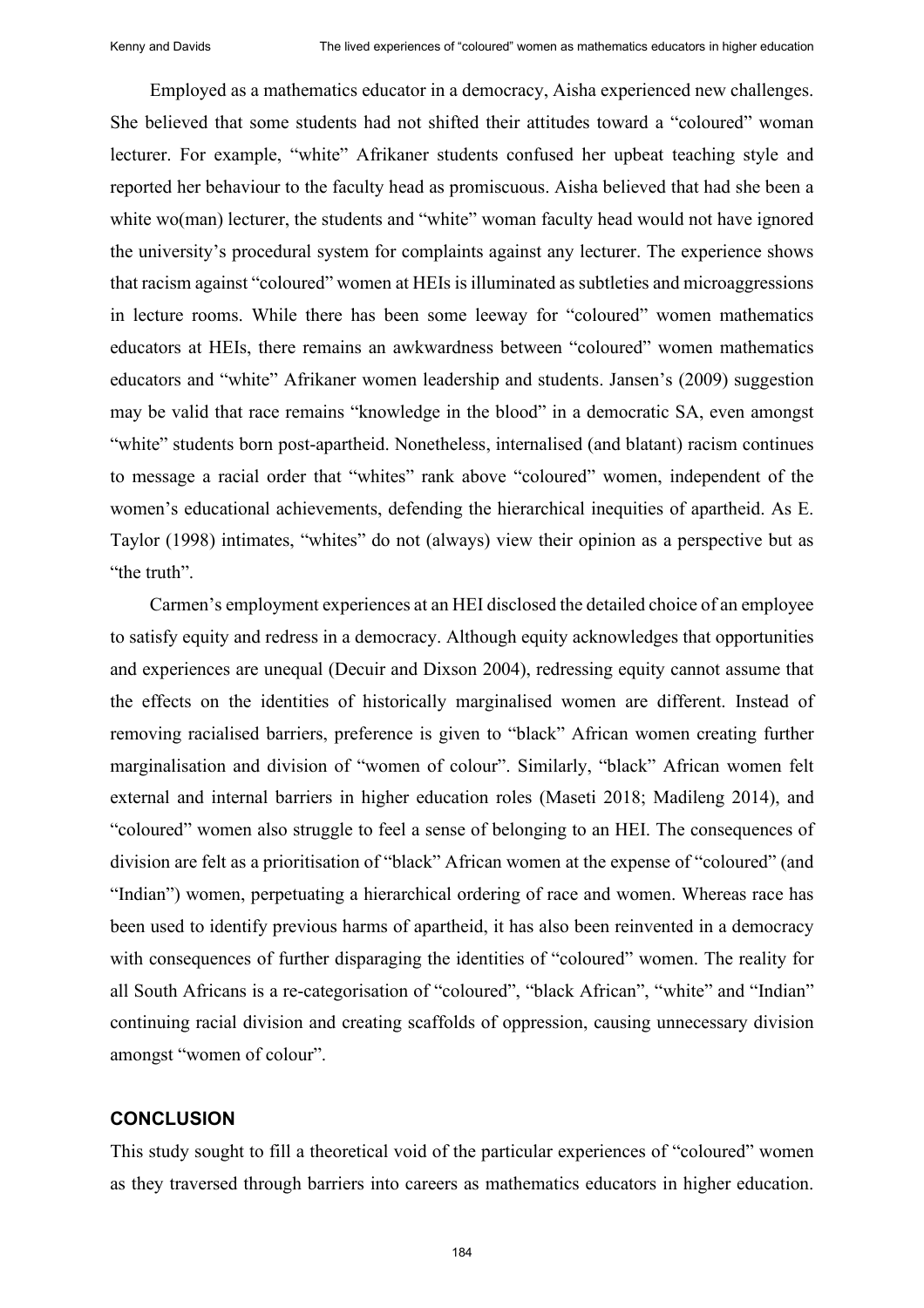Employed as a mathematics educator in a democracy, Aisha experienced new challenges. She believed that some students had not shifted their attitudes toward a "coloured" woman lecturer. For example, "white" Afrikaner students confused her upbeat teaching style and reported her behaviour to the faculty head as promiscuous. Aisha believed that had she been a white wo(man) lecturer, the students and "white" woman faculty head would not have ignored the university's procedural system for complaints against any lecturer. The experience shows that racism against "coloured" women at HEIs is illuminated as subtleties and microaggressions in lecture rooms. While there has been some leeway for "coloured" women mathematics educators at HEIs, there remains an awkwardness between "coloured" women mathematics educators and "white" Afrikaner women leadership and students. Jansen's (2009) suggestion may be valid that race remains "knowledge in the blood" in a democratic SA, even amongst "white" students born post-apartheid. Nonetheless, internalised (and blatant) racism continues to message a racial order that "whites" rank above "coloured" women, independent of the women's educational achievements, defending the hierarchical inequities of apartheid. As E. Taylor (1998) intimates, "whites" do not (always) view their opinion as a perspective but as "the truth".

Carmen's employment experiences at an HEI disclosed the detailed choice of an employee to satisfy equity and redress in a democracy. Although equity acknowledges that opportunities and experiences are unequal (Decuir and Dixson 2004), redressing equity cannot assume that the effects on the identities of historically marginalised women are different. Instead of removing racialised barriers, preference is given to "black" African women creating further marginalisation and division of "women of colour". Similarly, "black" African women felt external and internal barriers in higher education roles (Maseti 2018; Madileng 2014), and "coloured" women also struggle to feel a sense of belonging to an HEI. The consequences of division are felt as a prioritisation of "black" African women at the expense of "coloured" (and "Indian") women, perpetuating a hierarchical ordering of race and women. Whereas race has been used to identify previous harms of apartheid, it has also been reinvented in a democracy with consequences of further disparaging the identities of "coloured" women. The reality for all South Africans is a re-categorisation of "coloured", "black African", "white" and "Indian" continuing racial division and creating scaffolds of oppression, causing unnecessary division amongst "women of colour".

## CONCLUSION

This study sought to fill a theoretical void of the particular experiences of "coloured" women as they traversed through barriers into careers as mathematics educators in higher education.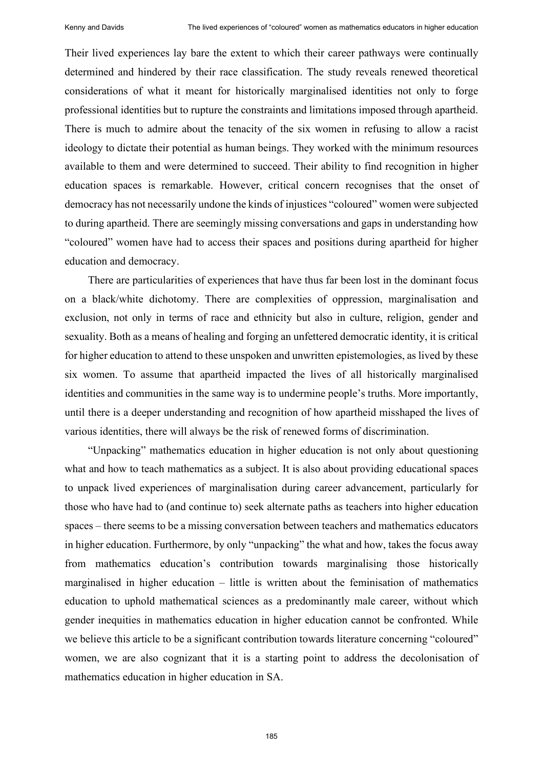Their lived experiences lay bare the extent to which their career pathways were continually determined and hindered by their race classification. The study reveals renewed theoretical considerations of what it meant for historically marginalised identities not only to forge professional identities but to rupture the constraints and limitations imposed through apartheid. There is much to admire about the tenacity of the six women in refusing to allow a racist ideology to dictate their potential as human beings. They worked with the minimum resources available to them and were determined to succeed. Their ability to find recognition in higher education spaces is remarkable. However, critical concern recognises that the onset of democracy has not necessarily undone the kinds of injustices "coloured" women were subjected to during apartheid. There are seemingly missing conversations and gaps in understanding how "coloured" women have had to access their spaces and positions during apartheid for higher education and democracy.

There are particularities of experiences that have thus far been lost in the dominant focus on a black/white dichotomy. There are complexities of oppression, marginalisation and exclusion, not only in terms of race and ethnicity but also in culture, religion, gender and sexuality. Both as a means of healing and forging an unfettered democratic identity, it is critical for higher education to attend to these unspoken and unwritten epistemologies, as lived by these six women. To assume that apartheid impacted the lives of all historically marginalised identities and communities in the same way is to undermine people's truths. More importantly, until there is a deeper understanding and recognition of how apartheid misshaped the lives of various identities, there will always be the risk of renewed forms of discrimination.

"Unpacking" mathematics education in higher education is not only about questioning what and how to teach mathematics as a subject. It is also about providing educational spaces to unpack lived experiences of marginalisation during career advancement, particularly for those who have had to (and continue to) seek alternate paths as teachers into higher education spaces – there seems to be a missing conversation between teachers and mathematics educators in higher education. Furthermore, by only "unpacking" the what and how, takes the focus away from mathematics education's contribution towards marginalising those historically marginalised in higher education – little is written about the feminisation of mathematics education to uphold mathematical sciences as a predominantly male career, without which gender inequities in mathematics education in higher education cannot be confronted. While we believe this article to be a significant contribution towards literature concerning "coloured" women, we are also cognizant that it is a starting point to address the decolonisation of mathematics education in higher education in SA.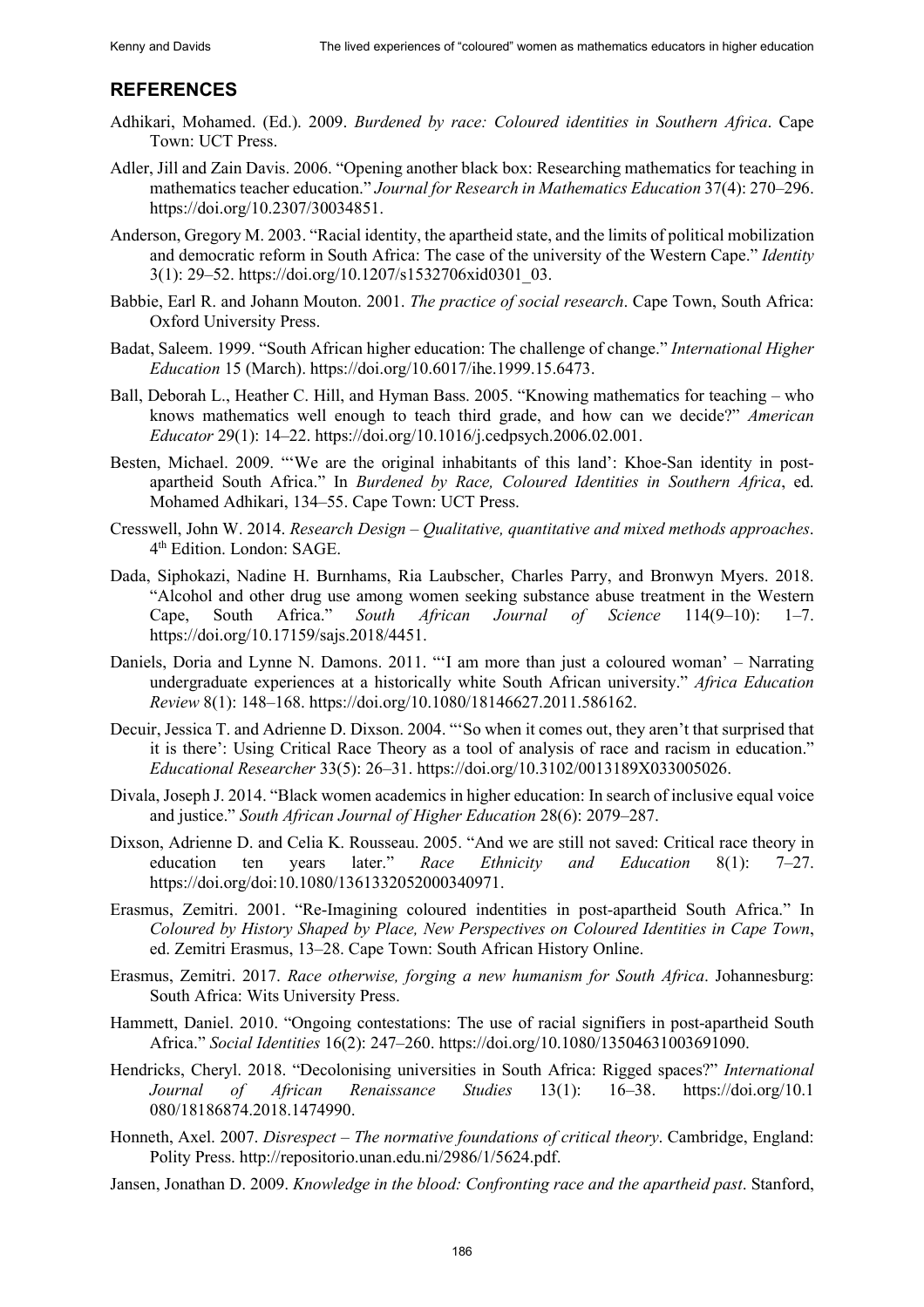## REFERENCES

Adhikari, Mohamed. (Ed.). 2009. *Burdened by race: Coloured identities in Southern Africa*. Cape Town: UCT Press.

Adler, Jill and Zain Davis. 2006. "Opening another black box: Researching mathematics for teaching in mathematics teacher education." *Journal for Research in Mathematics Education* 37(4): 270–296. https://doi.org/10.2307/30034851.

Anderson, Gregory M. 2003. "Racial identity, the apartheid state, and the limits of political mobilization and democratic reform in South Africa: The case of the university of the Western Cape." *Identity* 3(1): 29–52. https://doi.org/10.1207/s1532706xid0301_03.

Babbie, Earl R. and Johann Mouton. 2001. *The practice of social research*. Cape Town, South Africa: Oxford University Press.

Badat, Saleem. 1999. "South African higher education: The challenge of change." *International Higher Education* 15 (March). https://doi.org/10.6017/ihe.1999.15.6473.

Ball, Deborah L., Heather C. Hill, and Hyman Bass. 2005. "Knowing mathematics for teaching – who knows mathematics well enough to teach third grade, and how can we decide?" *American Educator* 29(1): 14–22. https://doi.org/10.1016/j.cedpsych.2006.02.001.

Besten, Michael. 2009. "'We are the original inhabitants of this land': Khoe-San identity in post-apartheid South Africa." In *Burdened by Race, Coloured Identities in Southern Africa*, ed. Mohamed Adhikari, 134–55. Cape Town: UCT Press.

Cresswell, John W. 2014. *Research Design – Qualitative, quantitative and mixed methods approaches*. 4th Edition. London: SAGE.

Dada, Siphokazi, Nadine H. Burnhams, Ria Laubscher, Charles Parry, and Bronwyn Myers. 2018. "Alcohol and other drug use among women seeking substance abuse treatment in the Western Cape, South Africa." *South African Journal of Science* 114(9–10): 1–7. https://doi.org/10.17159/sajs.2018/4451.

Daniels, Doria and Lynne N. Damons. 2011. "'I am more than just a coloured woman' – Narrating undergraduate experiences at a historically white South African university." *Africa Education Review* 8(1): 148–168. https://doi.org/10.1080/18146627.2011.586162.

Decuir, Jessica T. and Adrienne D. Dixson. 2004. "'So when it comes out, they aren't that surprised that it is there': Using Critical Race Theory as a tool of analysis of race and racism in education." *Educational Researcher* 33(5): 26–31. https://doi.org/10.3102/0013189X033005026.

Divala, Joseph J. 2014. "Black women academics in higher education: In search of inclusive equal voice and justice." *South African Journal of Higher Education* 28(6): 2079–287.

Dixson, Adrienne D. and Celia K. Rousseau. 2005. "And we are still not saved: Critical race theory in education ten years later." *Race Ethnicity and Education* 8(1): 7–27. https://doi.org/doi:10.1080/1361332052000340971.

Erasmus, Zemitri. 2001. "Re-Imagining coloured indentities in post-apartheid South Africa." In *Coloured by History Shaped by Place, New Perspectives on Coloured Identities in Cape Town*, ed. Zemitri Erasmus, 13–28. Cape Town: South African History Online.

Erasmus, Zemitri. 2017. *Race otherwise, forging a new humanism for South Africa*. Johannesburg: South Africa: Wits University Press.

Hammett, Daniel. 2010. "Ongoing contestations: The use of racial signifiers in post-apartheid South Africa." *Social Identities* 16(2): 247–260. https://doi.org/10.1080/13504631003691090.

Hendricks, Cheryl. 2018. "Decolonising universities in South Africa: Rigged spaces?" *International Journal of African Renaissance Studies* 13(1): 16–38. https://doi.org/10.1080/18186874.2018.1474990.

Honneth, Axel. 2007. *Disrespect – The normative foundations of critical theory*. Cambridge, England: Polity Press. http://repositorio.unan.edu.ni/2986/1/5624.pdf.

Jansen, Jonathan D. 2009. *Knowledge in the blood: Confronting race and the apartheid past*. Stanford,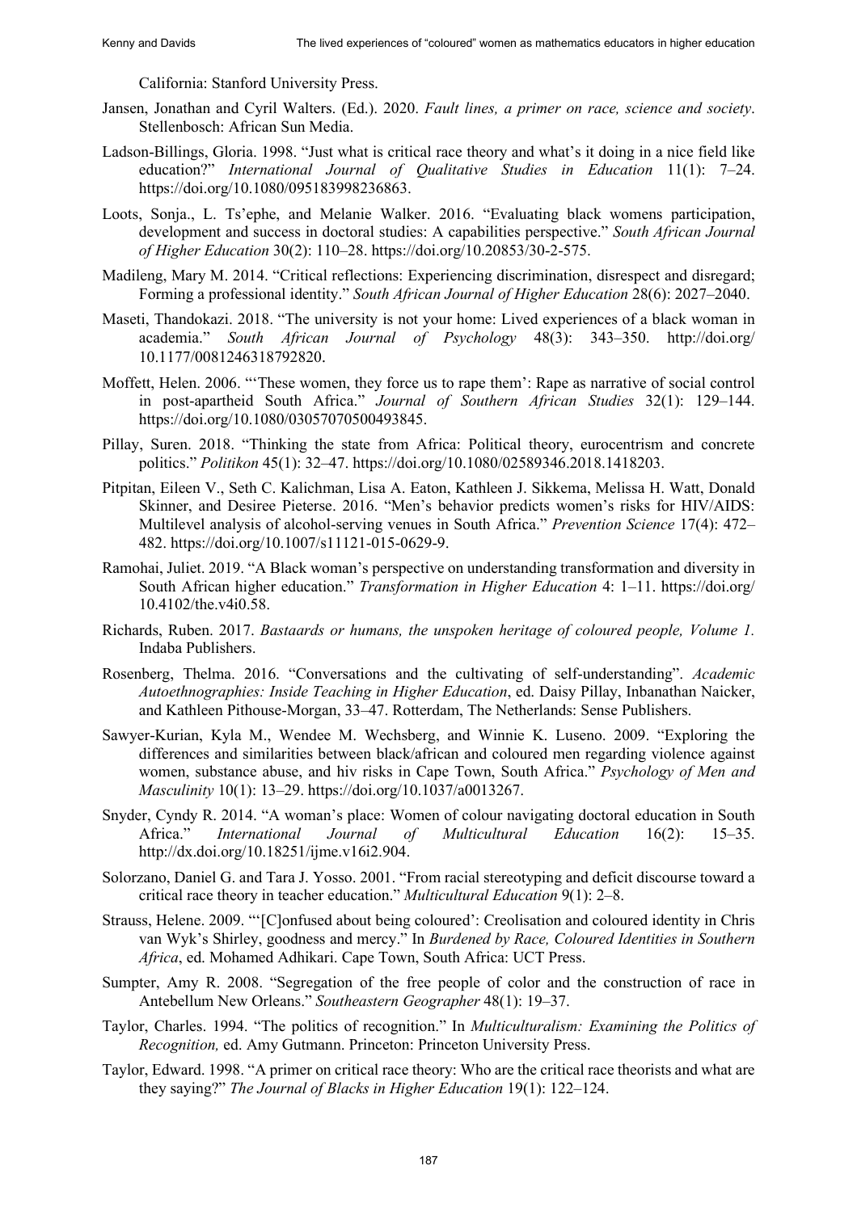California: Stanford University Press.

Jansen, Jonathan and Cyril Walters. (Ed.). 2020. *Fault lines, a primer on race, science and society*. Stellenbosch: African Sun Media.

Ladson-Billings, Gloria. 1998. "Just what is critical race theory and what's it doing in a nice field like education?" *International Journal of Qualitative Studies in Education* 11(1): 7–24. https://doi.org/10.1080/095183998236863.

Loots, Sonja., L. Ts'ephe, and Melanie Walker. 2016. "Evaluating black womens participation, development and success in doctoral studies: A capabilities perspective." *South African Journal of Higher Education* 30(2): 110–28. https://doi.org/10.20853/30-2-575.

Madileng, Mary M. 2014. "Critical reflections: Experiencing discrimination, disrespect and disregard; Forming a professional identity." *South African Journal of Higher Education* 28(6): 2027–2040.

Maseti, Thandokazi. 2018. "The university is not your home: Lived experiences of a black woman in academia." *South African Journal of Psychology* 48(3): 343–350. http://doi.org/10.1177/0081246318792820.

Moffett, Helen. 2006. "'These women, they force us to rape them': Rape as narrative of social control in post-apartheid South Africa." *Journal of Southern African Studies* 32(1): 129–144. https://doi.org/10.1080/03057070500493845.

Pillay, Suren. 2018. "Thinking the state from Africa: Political theory, eurocentrism and concrete politics." *Politikon* 45(1): 32–47. https://doi.org/10.1080/02589346.2018.1418203.

Pitpitan, Eileen V., Seth C. Kalichman, Lisa A. Eaton, Kathleen J. Sikkema, Melissa H. Watt, Donald Skinner, and Desiree Pieterse. 2016. "Men's behavior predicts women's risks for HIV/AIDS: Multilevel analysis of alcohol-serving venues in South Africa." *Prevention Science* 17(4): 472–482. https://doi.org/10.1007/s11121-015-0629-9.

Ramohai, Juliet. 2019. "A Black woman's perspective on understanding transformation and diversity in South African higher education." *Transformation in Higher Education* 4: 1–11. https://doi.org/10.4102/the.v4i0.58.

Richards, Ruben. 2017. *Bastaards or humans, the unspoken heritage of coloured people, Volume 1*. Indaba Publishers.

Rosenberg, Thelma. 2016. "Conversations and the cultivating of self-understanding". *Academic Autoethnographies: Inside Teaching in Higher Education*, ed. Daisy Pillay, Inbanathan Naicker, and Kathleen Pithouse-Morgan, 33–47. Rotterdam, The Netherlands: Sense Publishers.

Sawyer-Kurian, Kyla M., Wendee M. Wechsberg, and Winnie K. Luseno. 2009. "Exploring the differences and similarities between black/african and coloured men regarding violence against women, substance abuse, and hiv risks in Cape Town, South Africa." *Psychology of Men and Masculinity* 10(1): 13–29. https://doi.org/10.1037/a0013267.

Snyder, Cyndy R. 2014. "A woman's place: Women of colour navigating doctoral education in South Africa." *International Journal of Multicultural Education* 16(2): 15–35. http://dx.doi.org/10.18251/ijme.v16i2.904.

Solorzano, Daniel G. and Tara J. Yosso. 2001. "From racial stereotyping and deficit discourse toward a critical race theory in teacher education." *Multicultural Education* 9(1): 2–8.

Strauss, Helene. 2009. "'[C]onfused about being coloured': Creolisation and coloured identity in Chris van Wyk's Shirley, goodness and mercy." In *Burdened by Race, Coloured Identities in Southern Africa*, ed. Mohamed Adhikari. Cape Town, South Africa: UCT Press.

Sumpter, Amy R. 2008. "Segregation of the free people of color and the construction of race in Antebellum New Orleans." *Southeastern Geographer* 48(1): 19–37.

Taylor, Charles. 1994. "The politics of recognition." In *Multiculturalism: Examining the Politics of Recognition,* ed. Amy Gutmann. Princeton: Princeton University Press.

Taylor, Edward. 1998. "A primer on critical race theory: Who are the critical race theorists and what are they saying?" *The Journal of Blacks in Higher Education* 19(1): 122–124.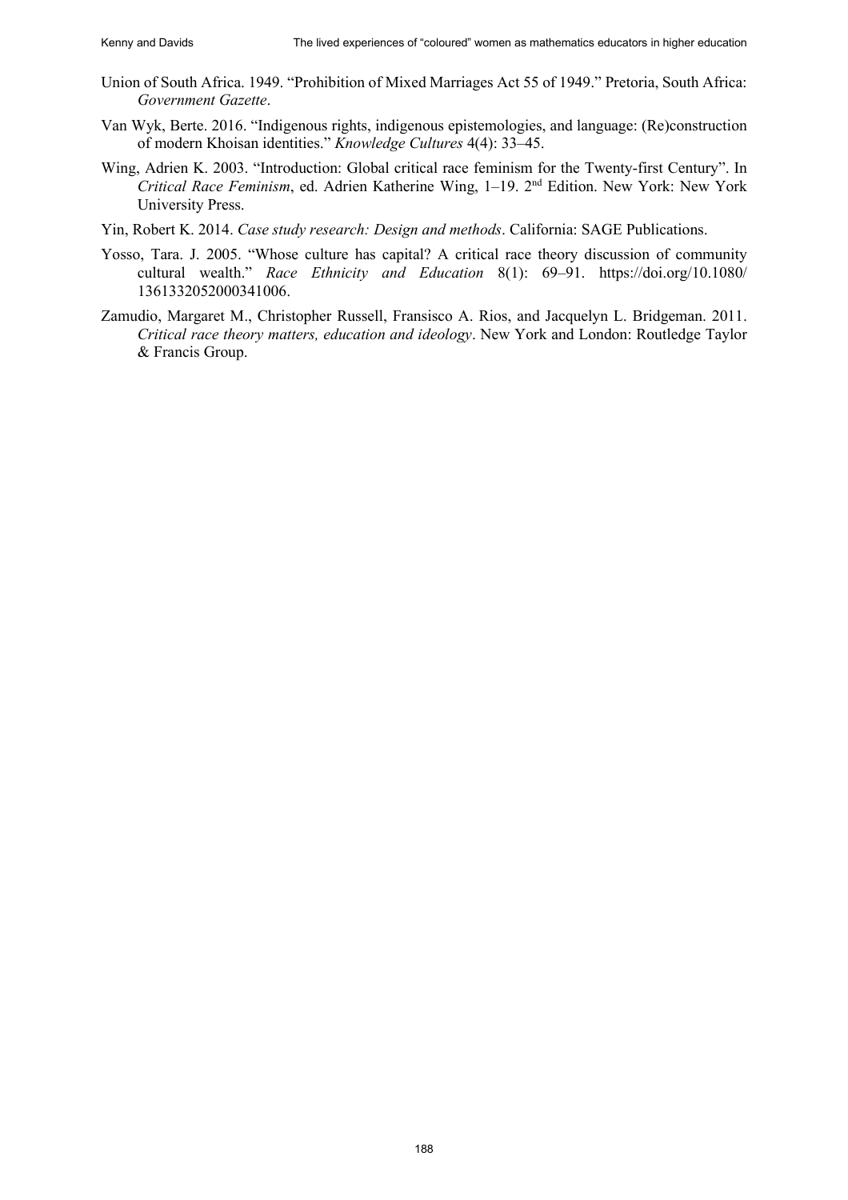Union of South Africa. 1949. "Prohibition of Mixed Marriages Act 55 of 1949." Pretoria, South Africa: *Government Gazette*.

Van Wyk, Berte. 2016. "Indigenous rights, indigenous epistemologies, and language: (Re)construction of modern Khoisan identities." *Knowledge Cultures* 4(4): 33–45.

Wing, Adrien K. 2003. "Introduction: Global critical race feminism for the Twenty-first Century". In *Critical Race Feminism*, ed. Adrien Katherine Wing, 1–19. 2nd Edition. New York: New York University Press.

Yin, Robert K. 2014. *Case study research: Design and methods*. California: SAGE Publications.

Yosso, Tara. J. 2005. "Whose culture has capital? A critical race theory discussion of community cultural wealth." *Race Ethnicity and Education* 8(1): 69–91. https://doi.org/10.1080/1361332052000341006.

Zamudio, Margaret M., Christopher Russell, Fransisco A. Rios, and Jacquelyn L. Bridgeman. 2011. *Critical race theory matters, education and ideology*. New York and London: Routledge Taylor & Francis Group.